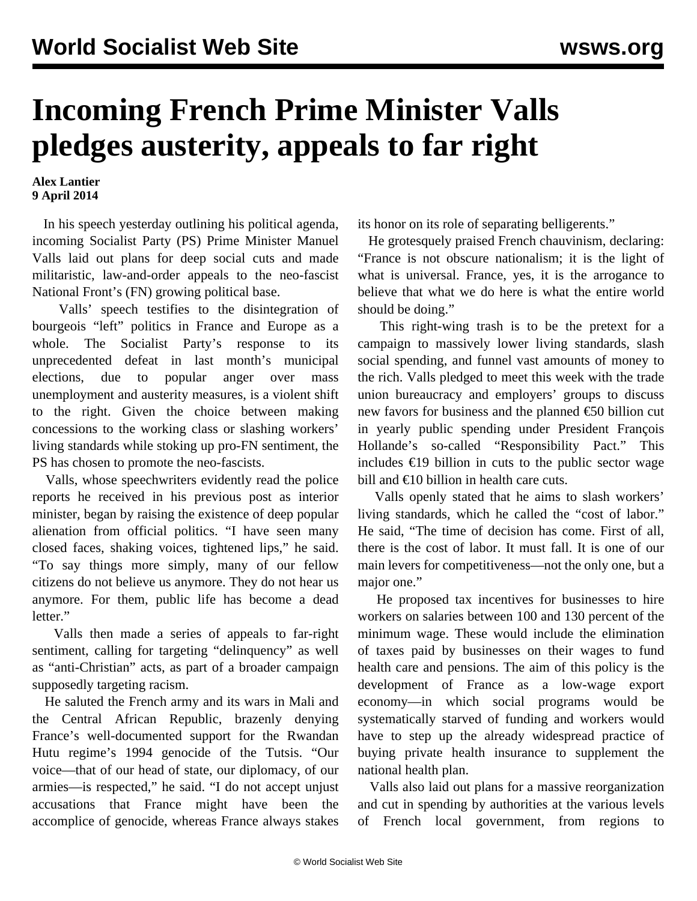# Incoming French Prime Minister Valls pledges austerity, appeals to far right

**Alex Lantier**
**9 April 2014**

In his speech yesterday outlining his political agenda, incoming Socialist Party (PS) Prime Minister Manuel Valls laid out plans for deep social cuts and made militaristic, law-and-order appeals to the neo-fascist National Front's (FN) growing political base.

Valls' speech testifies to the disintegration of bourgeois "left" politics in France and Europe as a whole. The Socialist Party's response to its unprecedented defeat in last month's municipal elections, due to popular anger over mass unemployment and austerity measures, is a violent shift to the right. Given the choice between making concessions to the working class or slashing workers' living standards while stoking up pro-FN sentiment, the PS has chosen to promote the neo-fascists.

Valls, whose speechwriters evidently read the police reports he received in his previous post as interior minister, began by raising the existence of deep popular alienation from official politics. "I have seen many closed faces, shaking voices, tightened lips," he said. "To say things more simply, many of our fellow citizens do not believe us anymore. They do not hear us anymore. For them, public life has become a dead letter."

Valls then made a series of appeals to far-right sentiment, calling for targeting "delinquency" as well as "anti-Christian" acts, as part of a broader campaign supposedly targeting racism.

He saluted the French army and its wars in Mali and the Central African Republic, brazenly denying France's well-documented support for the Rwandan Hutu regime's 1994 genocide of the Tutsis. "Our voice—that of our head of state, our diplomacy, of our armies—is respected," he said. "I do not accept unjust accusations that France might have been the accomplice of genocide, whereas France always stakes its honor on its role of separating belligerents."

He grotesquely praised French chauvinism, declaring: "France is not obscure nationalism; it is the light of what is universal. France, yes, it is the arrogance to believe that what we do here is what the entire world should be doing."

This right-wing trash is to be the pretext for a campaign to massively lower living standards, slash social spending, and funnel vast amounts of money to the rich. Valls pledged to meet this week with the trade union bureaucracy and employers' groups to discuss new favors for business and the planned €50 billion cut in yearly public spending under President François Hollande's so-called "Responsibility Pact." This includes €19 billion in cuts to the public sector wage bill and €10 billion in health care cuts.

Valls openly stated that he aims to slash workers' living standards, which he called the "cost of labor." He said, "The time of decision has come. First of all, there is the cost of labor. It must fall. It is one of our main levers for competitiveness—not the only one, but a major one."

He proposed tax incentives for businesses to hire workers on salaries between 100 and 130 percent of the minimum wage. These would include the elimination of taxes paid by businesses on their wages to fund health care and pensions. The aim of this policy is the development of France as a low-wage export economy—in which social programs would be systematically starved of funding and workers would have to step up the already widespread practice of buying private health insurance to supplement the national health plan.

Valls also laid out plans for a massive reorganization and cut in spending by authorities at the various levels of French local government, from regions to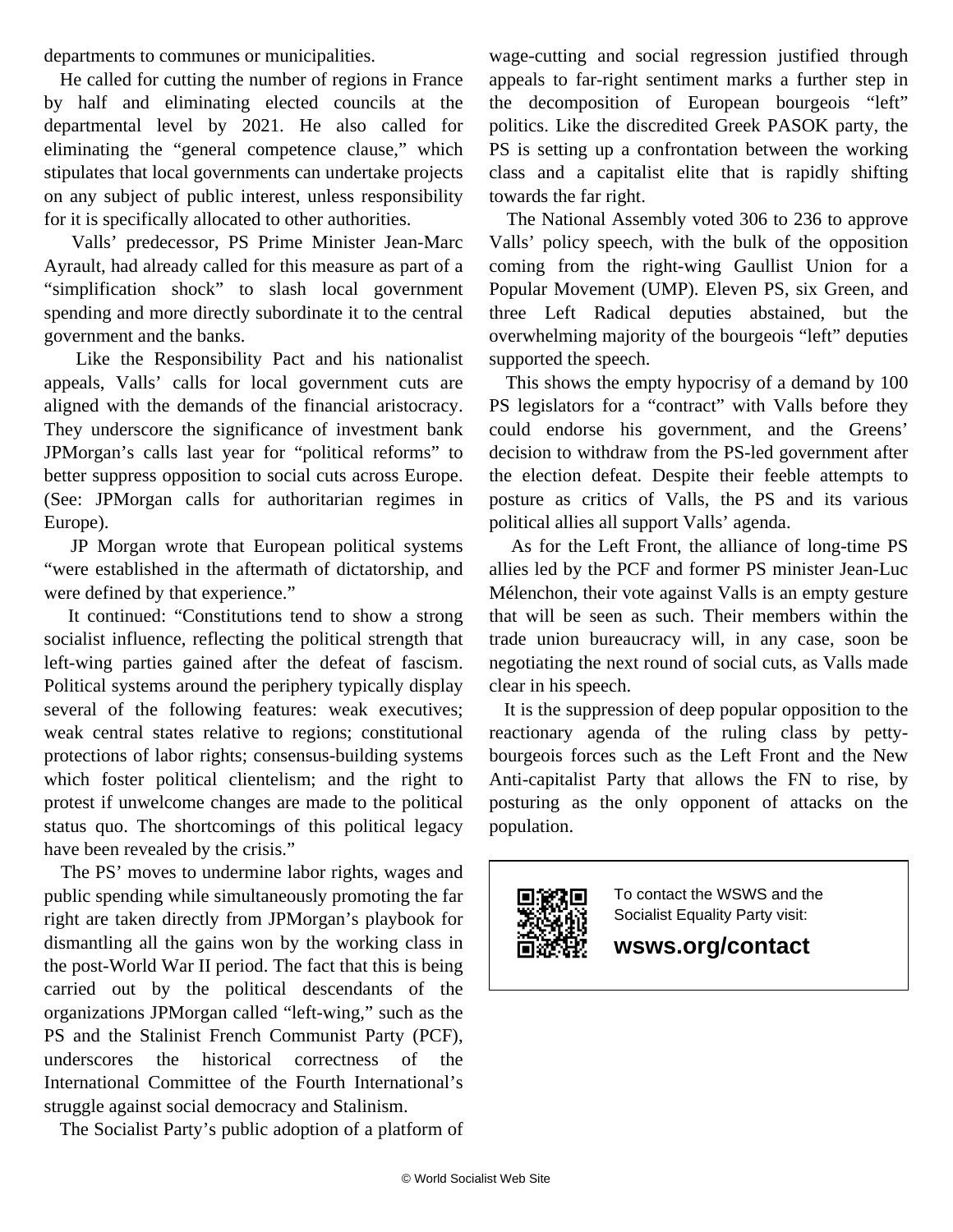departments to communes or municipalities.

He called for cutting the number of regions in France by half and eliminating elected councils at the departmental level by 2021. He also called for eliminating the "general competence clause," which stipulates that local governments can undertake projects on any subject of public interest, unless responsibility for it is specifically allocated to other authorities.

Valls' predecessor, PS Prime Minister Jean-Marc Ayrault, had already called for this measure as part of a "simplification shock" to slash local government spending and more directly subordinate it to the central government and the banks.

Like the Responsibility Pact and his nationalist appeals, Valls' calls for local government cuts are aligned with the demands of the financial aristocracy. They underscore the significance of investment bank JPMorgan's calls last year for "political reforms" to better suppress opposition to social cuts across Europe. (See: JPMorgan calls for authoritarian regimes in Europe).

JP Morgan wrote that European political systems "were established in the aftermath of dictatorship, and were defined by that experience."

It continued: "Constitutions tend to show a strong socialist influence, reflecting the political strength that left-wing parties gained after the defeat of fascism. Political systems around the periphery typically display several of the following features: weak executives; weak central states relative to regions; constitutional protections of labor rights; consensus-building systems which foster political clientelism; and the right to protest if unwelcome changes are made to the political status quo. The shortcomings of this political legacy have been revealed by the crisis."

The PS' moves to undermine labor rights, wages and public spending while simultaneously promoting the far right are taken directly from JPMorgan's playbook for dismantling all the gains won by the working class in the post-World War II period. The fact that this is being carried out by the political descendants of the organizations JPMorgan called "left-wing," such as the PS and the Stalinist French Communist Party (PCF), underscores the historical correctness of the International Committee of the Fourth International's struggle against social democracy and Stalinism.

The Socialist Party's public adoption of a platform of wage-cutting and social regression justified through appeals to far-right sentiment marks a further step in the decomposition of European bourgeois "left" politics. Like the discredited Greek PASOK party, the PS is setting up a confrontation between the working class and a capitalist elite that is rapidly shifting towards the far right.

The National Assembly voted 306 to 236 to approve Valls' policy speech, with the bulk of the opposition coming from the right-wing Gaullist Union for a Popular Movement (UMP). Eleven PS, six Green, and three Left Radical deputies abstained, but the overwhelming majority of the bourgeois "left" deputies supported the speech.

This shows the empty hypocrisy of a demand by 100 PS legislators for a "contract" with Valls before they could endorse his government, and the Greens' decision to withdraw from the PS-led government after the election defeat. Despite their feeble attempts to posture as critics of Valls, the PS and its various political allies all support Valls' agenda.

As for the Left Front, the alliance of long-time PS allies led by the PCF and former PS minister Jean-Luc Mélenchon, their vote against Valls is an empty gesture that will be seen as such. Their members within the trade union bureaucracy will, in any case, soon be negotiating the next round of social cuts, as Valls made clear in his speech.

It is the suppression of deep popular opposition to the reactionary agenda of the ruling class by petty-bourgeois forces such as the Left Front and the New Anti-capitalist Party that allows the FN to rise, by posturing as the only opponent of attacks on the population.

To contact the WSWS and the Socialist Equality Party visit:

**wsws.org/contact**